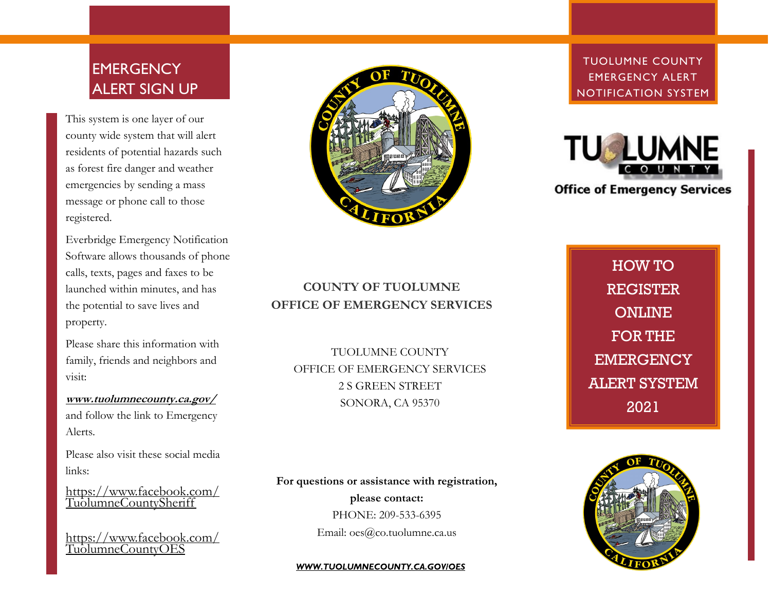## EMERGENCY ALERT SIGN UP

This system is one layer of our county wide system that will alert residents of potential hazards such as forest fire danger and weather emergencies by sending a mass message or phone call to those registered.

Everbridge Emergency Notification Software allows thousands of phone calls, texts, pages and faxes to be launched within minutes, and has the potential to save lives and property.

Please share this information with family, friends and neighbors and visit:

***www.tuolumnecounty.ca.gov/*** and follow the link to Emergency Alerts.

Please also visit these social media links:

https://www.facebook.com/TuolumneCountySheriff

https://www.facebook.com/TuolumneCountyOES

**COUNTY OF TUOLUMNE**
**OFFICE OF EMERGENCY SERVICES**

TUOLUMNE COUNTY
OFFICE OF EMERGENCY SERVICES
2 S GREEN STREET
SONORA, CA 95370

**For questions or assistance with registration, please contact:**

PHONE: 209-533-6395

Email: oes@co.tuolumne.ca.us

***WWW.TUOLUMNECOUNTY.CA.GOV/OES***

TUOLUMNE COUNTY EMERGENCY ALERT NOTIFICATION SYSTEM

TUOLUMNE COUNTY
Office of Emergency Services

# HOW TO REGISTER ONLINE FOR THE EMERGENCY ALERT SYSTEM 2021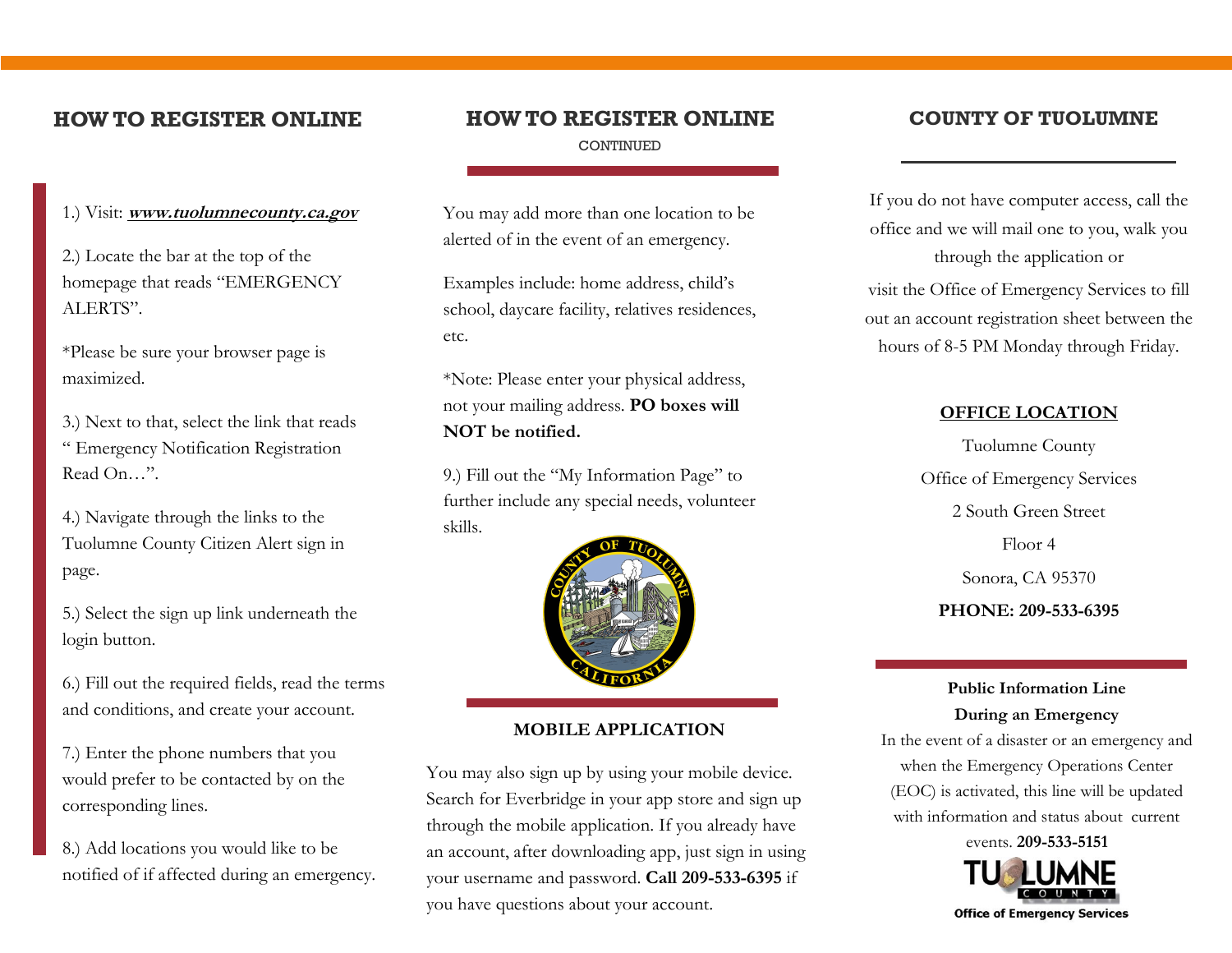## HOW TO REGISTER ONLINE

1.) Visit: ***www.tuolumnecounty.ca.gov***

2.) Locate the bar at the top of the homepage that reads "EMERGENCY ALERTS".

*Please be sure your browser page is maximized.

3.) Next to that, select the link that reads " Emergency Notification Registration Read On…".

4.) Navigate through the links to the Tuolumne County Citizen Alert sign in page.

5.) Select the sign up link underneath the login button.

6.) Fill out the required fields, read the terms and conditions, and create your account.

7.) Enter the phone numbers that you would prefer to be contacted by on the corresponding lines.

8.) Add locations you would like to be notified of if affected during an emergency.

## HOW TO REGISTER ONLINE

CONTINUED

You may add more than one location to be alerted of in the event of an emergency.

Examples include: home address, child's school, daycare facility, relatives residences, etc.

*Note: Please enter your physical address, not your mailing address. **PO boxes will NOT be notified.**

9.) Fill out the "My Information Page" to further include any special needs, volunteer skills.

### MOBILE APPLICATION

You may also sign up by using your mobile device. Search for Everbridge in your app store and sign up through the mobile application. If you already have an account, after downloading app, just sign in using your username and password. **Call 209-533-6395** if you have questions about your account.

## COUNTY OF TUOLUMNE

If you do not have computer access, call the office and we will mail one to you, walk you through the application or visit the Office of Emergency Services to fill out an account registration sheet between the hours of 8-5 PM Monday through Friday.

### OFFICE LOCATION

Tuolumne County

Office of Emergency Services

2 South Green Street

Floor 4

Sonora, CA 95370

**PHONE: 209-533-6395**

**Public Information Line During an Emergency**

In the event of a disaster or an emergency and when the Emergency Operations Center (EOC) is activated, this line will be updated with information and status about current events. **209-533-5151**

TUOLUMNE COUNTY

Office of Emergency Services